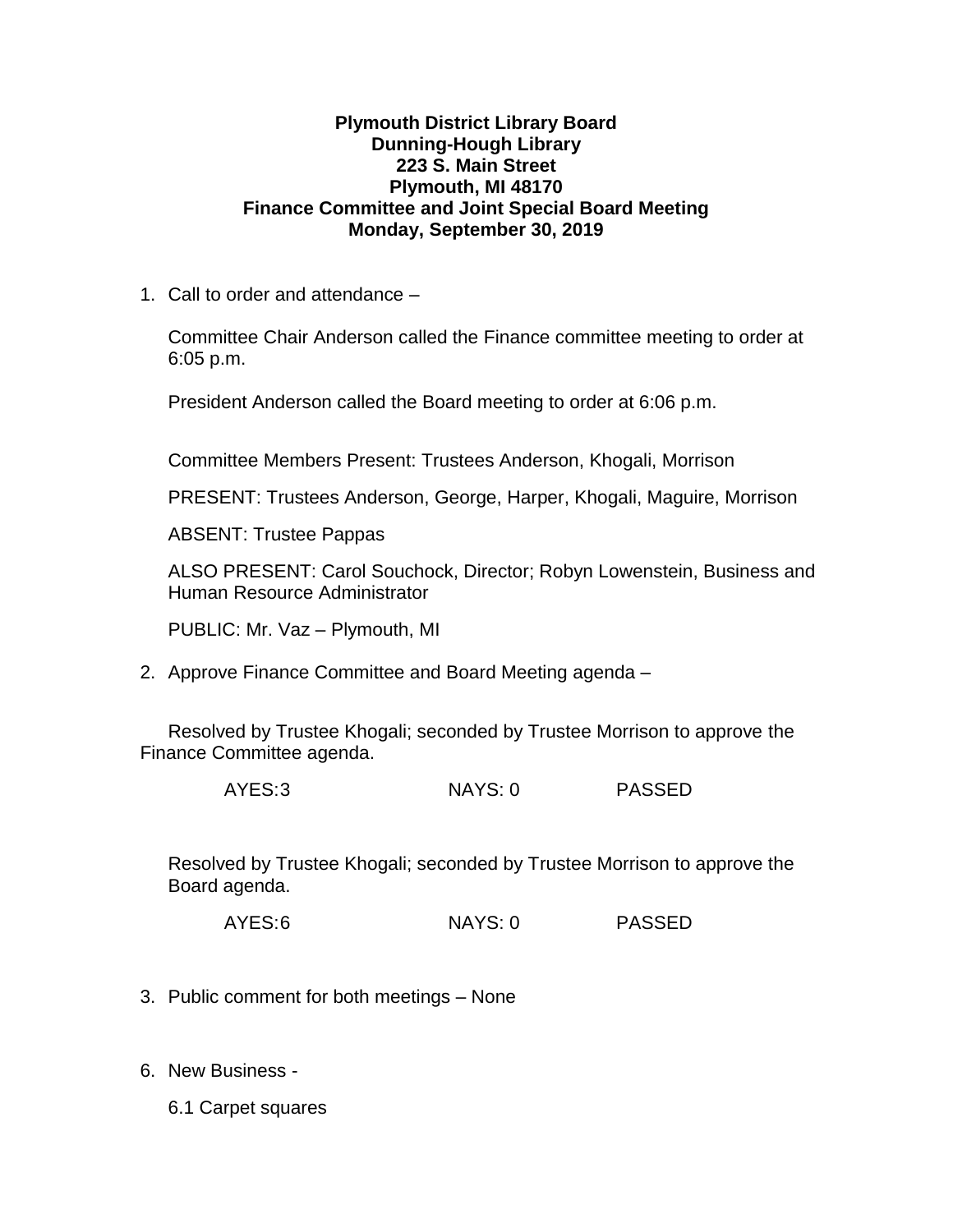**Plymouth District Library Board**
**Dunning-Hough Library**
**223 S. Main Street**
**Plymouth, MI 48170**
**Finance Committee and Joint Special Board Meeting**
**Monday, September 30, 2019**

1. Call to order and attendance –

   Committee Chair Anderson called the Finance committee meeting to order at 6:05 p.m.

   President Anderson called the Board meeting to order at 6:06 p.m.

   Committee Members Present: Trustees Anderson, Khogali, Morrison

   PRESENT: Trustees Anderson, George, Harper, Khogali, Maguire, Morrison

   ABSENT: Trustee Pappas

   ALSO PRESENT: Carol Souchock, Director; Robyn Lowenstein, Business and Human Resource Administrator

   PUBLIC: Mr. Vaz – Plymouth, MI

2. Approve Finance Committee and Board Meeting agenda –

   Resolved by Trustee Khogali; seconded by Trustee Morrison to approve the Finance Committee agenda.

   AYES:3 NAYS: 0 PASSED

   Resolved by Trustee Khogali; seconded by Trustee Morrison to approve the Board agenda.

   AYES:6 NAYS: 0 PASSED

3. Public comment for both meetings – None

6. New Business -

   6.1 Carpet squares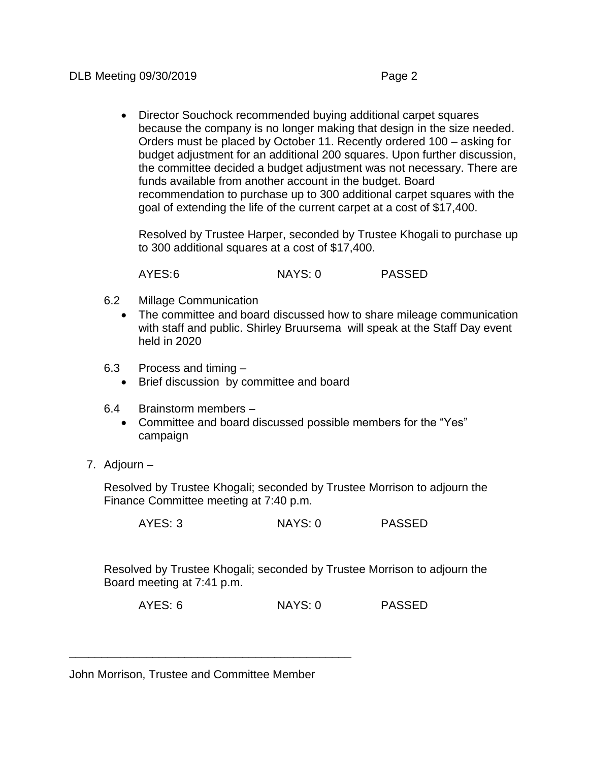- Director Souchock recommended buying additional carpet squares because the company is no longer making that design in the size needed. Orders must be placed by October 11. Recently ordered 100 – asking for budget adjustment for an additional 200 squares. Upon further discussion, the committee decided a budget adjustment was not necessary. There are funds available from another account in the budget. Board recommendation to purchase up to 300 additional carpet squares with the goal of extending the life of the current carpet at a cost of $17,400.

  Resolved by Trustee Harper, seconded by Trustee Khogali to purchase up to 300 additional squares at a cost of $17,400.

  AYES:6 NAYS: 0 PASSED

6.2 Millage Communication

- The committee and board discussed how to share mileage communication with staff and public. Shirley Bruursema will speak at the Staff Day event held in 2020

6.3 Process and timing –

- Brief discussion by committee and board

6.4 Brainstorm members –

- Committee and board discussed possible members for the "Yes" campaign

7. Adjourn –

Resolved by Trustee Khogali; seconded by Trustee Morrison to adjourn the Finance Committee meeting at 7:40 p.m.

AYES: 3 NAYS: 0 PASSED

Resolved by Trustee Khogali; seconded by Trustee Morrison to adjourn the Board meeting at 7:41 p.m.

AYES: 6 NAYS: 0 PASSED

_____________________________________________

John Morrison, Trustee and Committee Member